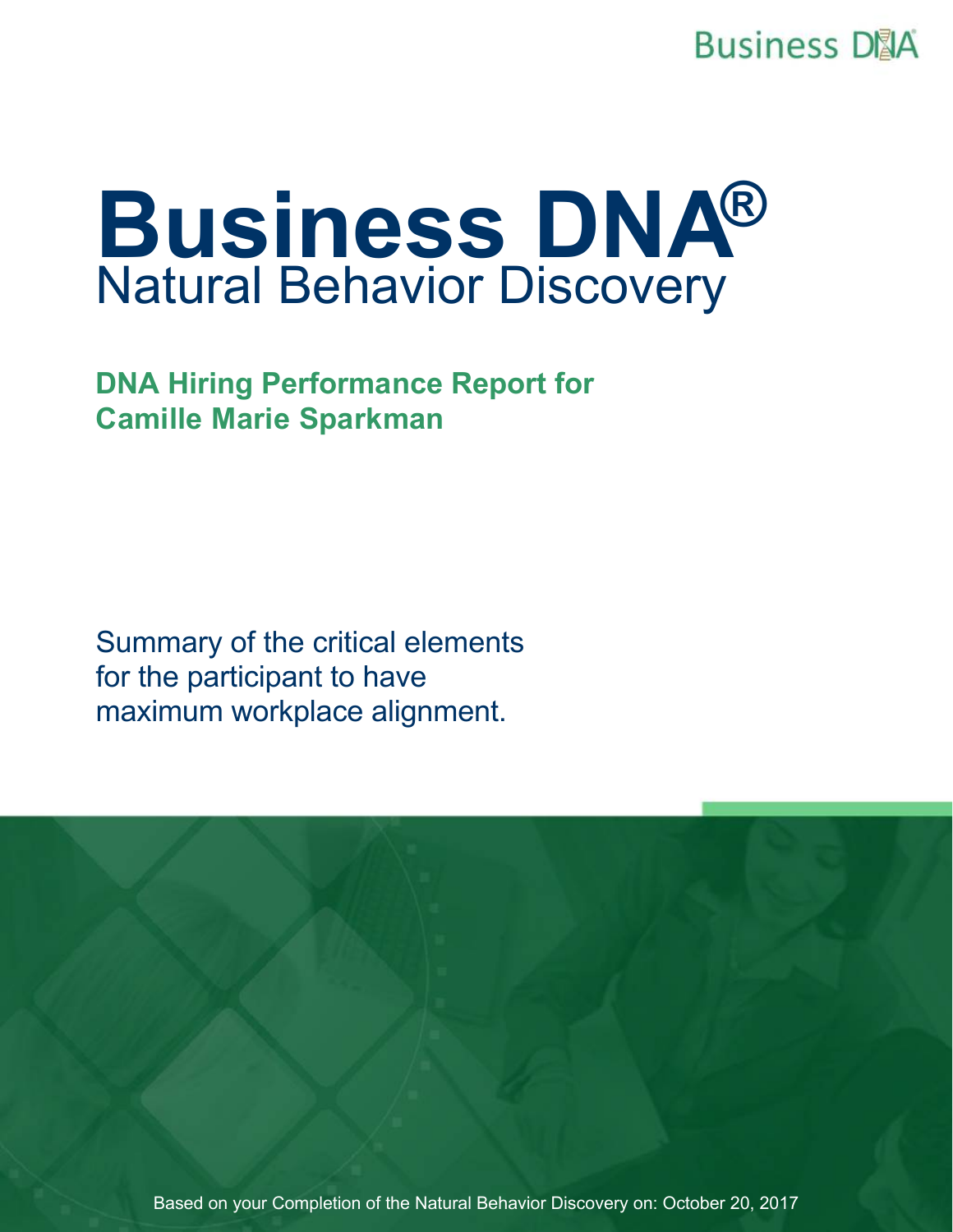Business DNA®

# Business DNA®

## Natural Behavior Discovery

**DNA Hiring Performance Report for**
**Camille Marie Sparkman**

Summary of the critical elements
for the participant to have
maximum workplace alignment.

Based on your Completion of the Natural Behavior Discovery on: October 20, 2017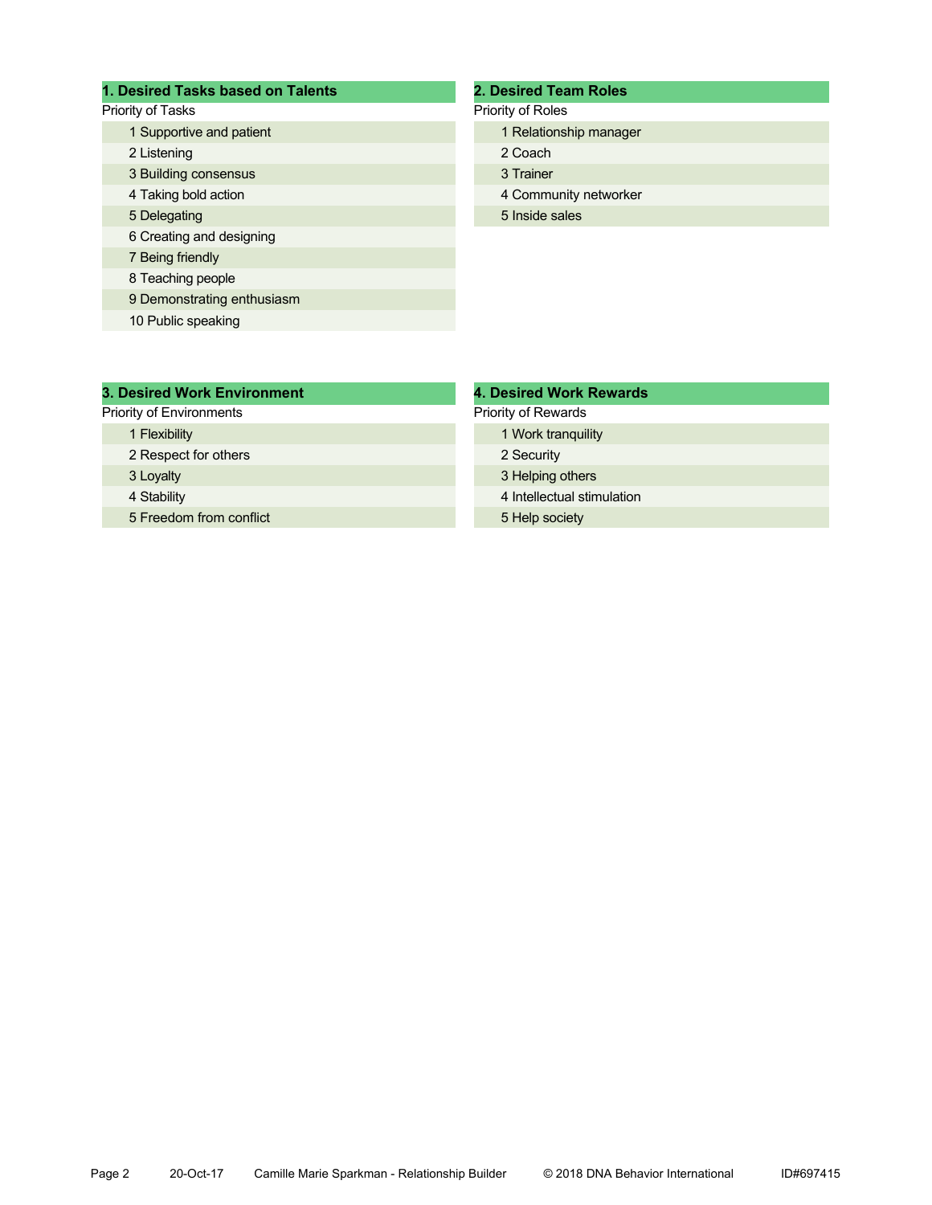## 1. Desired Tasks based on Talents

Priority of Tasks

1 Supportive and patient
2 Listening
3 Building consensus
4 Taking bold action
5 Delegating
6 Creating and designing
7 Being friendly
8 Teaching people
9 Demonstrating enthusiasm
10 Public speaking

## 2. Desired Team Roles

Priority of Roles

1 Relationship manager
2 Coach
3 Trainer
4 Community networker
5 Inside sales

## 3. Desired Work Environment

Priority of Environments

1 Flexibility
2 Respect for others
3 Loyalty
4 Stability
5 Freedom from conflict

## 4. Desired Work Rewards

Priority of Rewards

1 Work tranquility
2 Security
3 Helping others
4 Intellectual stimulation
5 Help society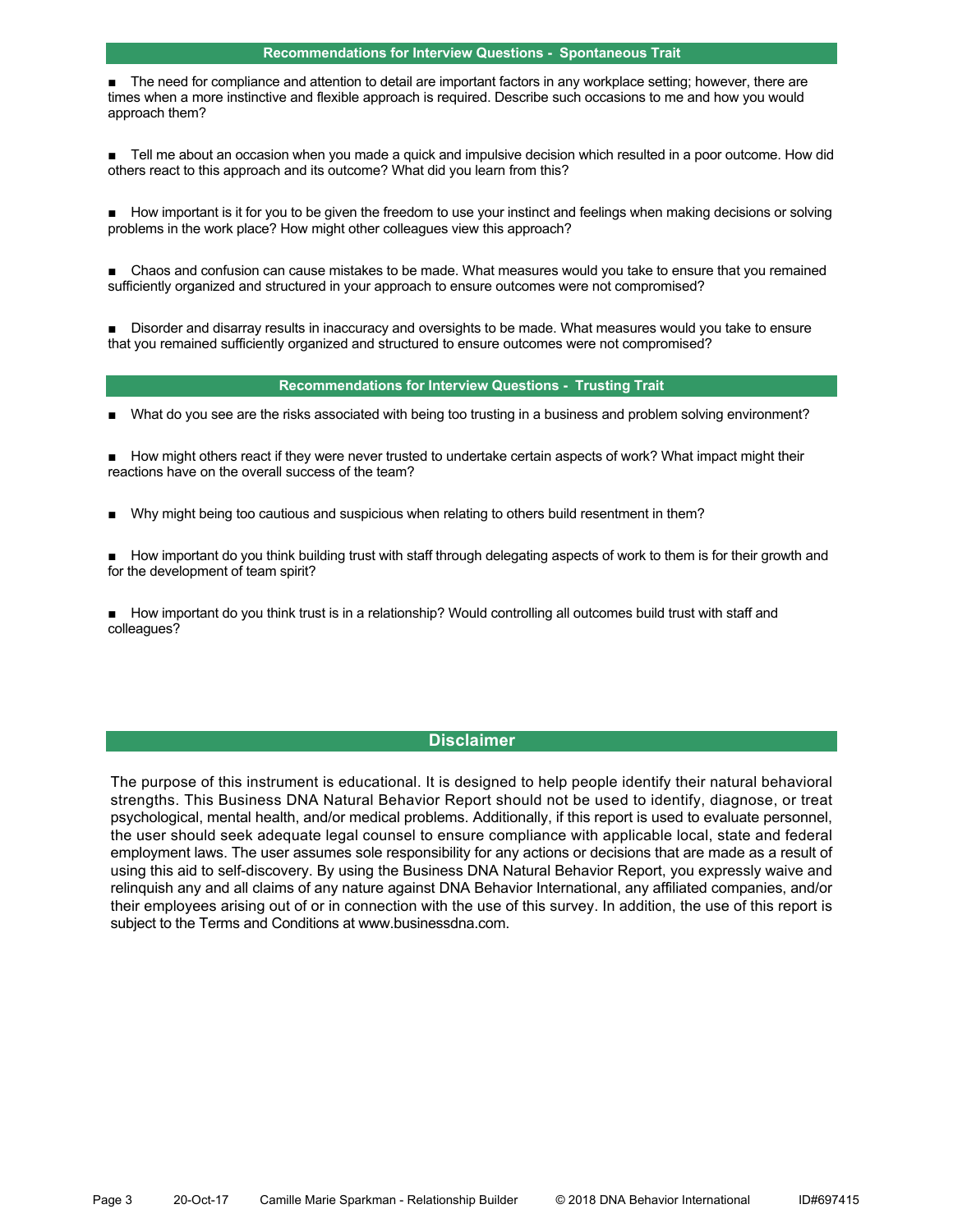## Recommendations for Interview Questions - Spontaneous Trait

- The need for compliance and attention to detail are important factors in any workplace setting; however, there are times when a more instinctive and flexible approach is required. Describe such occasions to me and how you would approach them?

- Tell me about an occasion when you made a quick and impulsive decision which resulted in a poor outcome. How did others react to this approach and its outcome? What did you learn from this?

- How important is it for you to be given the freedom to use your instinct and feelings when making decisions or solving problems in the work place? How might other colleagues view this approach?

- Chaos and confusion can cause mistakes to be made. What measures would you take to ensure that you remained sufficiently organized and structured in your approach to ensure outcomes were not compromised?

- Disorder and disarray results in inaccuracy and oversights to be made. What measures would you take to ensure that you remained sufficiently organized and structured to ensure outcomes were not compromised?

## Recommendations for Interview Questions - Trusting Trait

- What do you see are the risks associated with being too trusting in a business and problem solving environment?

- How might others react if they were never trusted to undertake certain aspects of work? What impact might their reactions have on the overall success of the team?

- Why might being too cautious and suspicious when relating to others build resentment in them?

- How important do you think building trust with staff through delegating aspects of work to them is for their growth and for the development of team spirit?

- How important do you think trust is in a relationship? Would controlling all outcomes build trust with staff and colleagues?

## Disclaimer

The purpose of this instrument is educational. It is designed to help people identify their natural behavioral strengths. This Business DNA Natural Behavior Report should not be used to identify, diagnose, or treat psychological, mental health, and/or medical problems. Additionally, if this report is used to evaluate personnel, the user should seek adequate legal counsel to ensure compliance with applicable local, state and federal employment laws. The user assumes sole responsibility for any actions or decisions that are made as a result of using this aid to self-discovery. By using the Business DNA Natural Behavior Report, you expressly waive and relinquish any and all claims of any nature against DNA Behavior International, any affiliated companies, and/or their employees arising out of or in connection with the use of this survey. In addition, the use of this report is subject to the Terms and Conditions at www.businessdna.com.